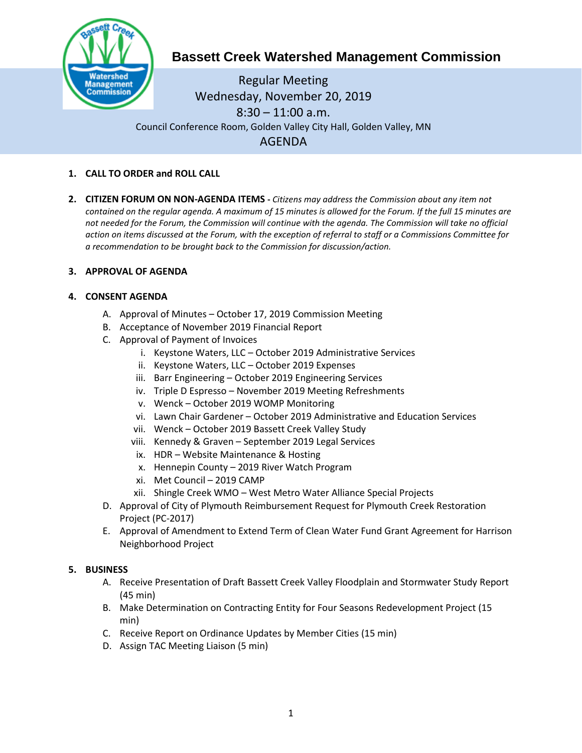# Bassett Creek Watershed Management Commission

Regular Meeting
Wednesday, November 20, 2019
8:30 – 11:00 a.m.
Council Conference Room, Golden Valley City Hall, Golden Valley, MN

## AGENDA

1. **CALL TO ORDER and ROLL CALL**

2. **CITIZEN FORUM ON NON-AGENDA ITEMS -** *Citizens may address the Commission about any item not contained on the regular agenda. A maximum of 15 minutes is allowed for the Forum. If the full 15 minutes are not needed for the Forum, the Commission will continue with the agenda. The Commission will take no official action on items discussed at the Forum, with the exception of referral to staff or a Commissions Committee for a recommendation to be brought back to the Commission for discussion/action.*

3. **APPROVAL OF AGENDA**

4. **CONSENT AGENDA**
   - A. Approval of Minutes – October 17, 2019 Commission Meeting
   - B. Acceptance of November 2019 Financial Report
   - C. Approval of Payment of Invoices
     - i. Keystone Waters, LLC – October 2019 Administrative Services
     - ii. Keystone Waters, LLC – October 2019 Expenses
     - iii. Barr Engineering – October 2019 Engineering Services
     - iv. Triple D Espresso – November 2019 Meeting Refreshments
     - v. Wenck – October 2019 WOMP Monitoring
     - vi. Lawn Chair Gardener – October 2019 Administrative and Education Services
     - vii. Wenck – October 2019 Bassett Creek Valley Study
     - viii. Kennedy & Graven – September 2019 Legal Services
     - ix. HDR – Website Maintenance & Hosting
     - x. Hennepin County – 2019 River Watch Program
     - xi. Met Council – 2019 CAMP
     - xii. Shingle Creek WMO – West Metro Water Alliance Special Projects
   - D. Approval of City of Plymouth Reimbursement Request for Plymouth Creek Restoration Project (PC-2017)
   - E. Approval of Amendment to Extend Term of Clean Water Fund Grant Agreement for Harrison Neighborhood Project

5. **BUSINESS**
   - A. Receive Presentation of Draft Bassett Creek Valley Floodplain and Stormwater Study Report (45 min)
   - B. Make Determination on Contracting Entity for Four Seasons Redevelopment Project (15 min)
   - C. Receive Report on Ordinance Updates by Member Cities (15 min)
   - D. Assign TAC Meeting Liaison (5 min)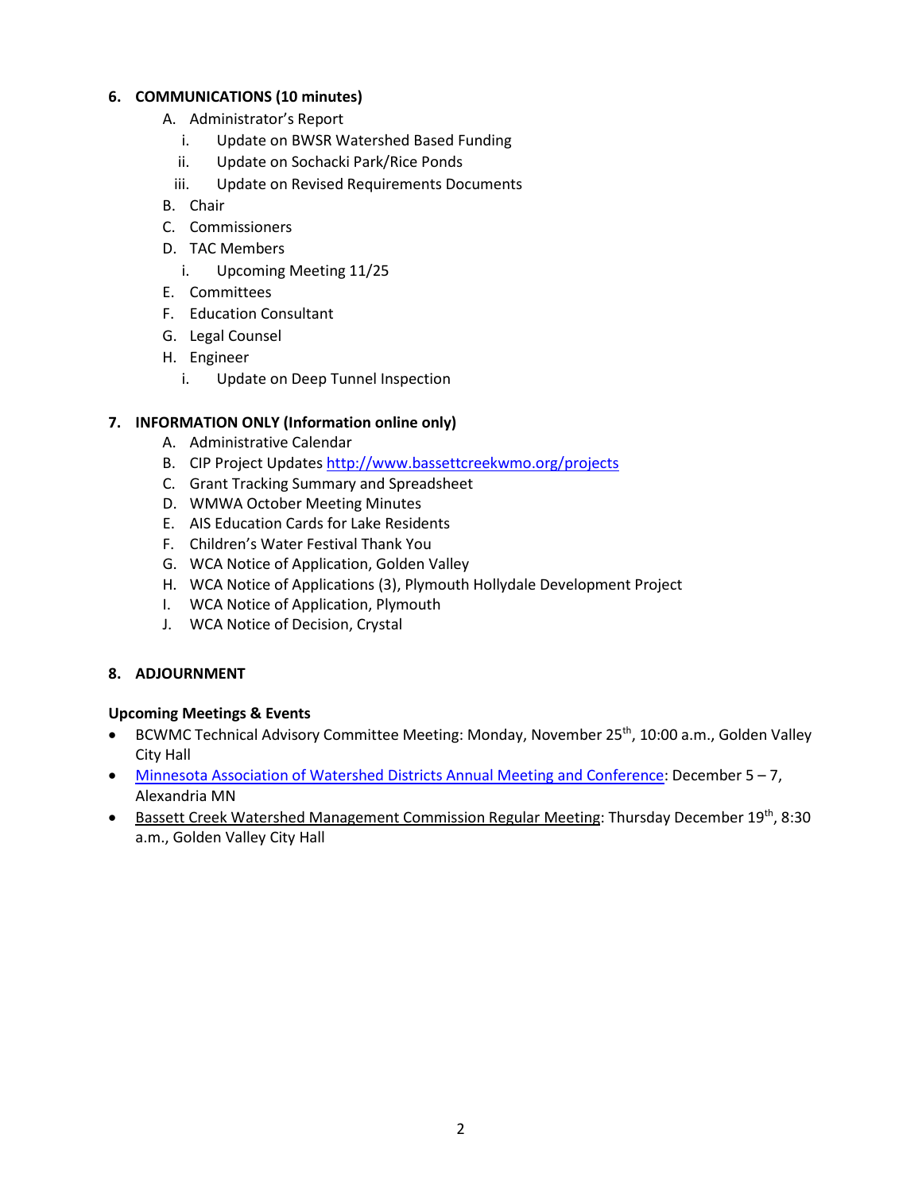**6. COMMUNICATIONS (10 minutes)**

A. Administrator's Report
   i. Update on BWSR Watershed Based Funding
   ii. Update on Sochacki Park/Rice Ponds
   iii. Update on Revised Requirements Documents

B. Chair

C. Commissioners

D. TAC Members
   i. Upcoming Meeting 11/25

E. Committees

F. Education Consultant

G. Legal Counsel

H. Engineer
   i. Update on Deep Tunnel Inspection

**7. INFORMATION ONLY (Information online only)**

A. Administrative Calendar

B. CIP Project Updates http://www.bassettcreekwmo.org/projects

C. Grant Tracking Summary and Spreadsheet

D. WMWA October Meeting Minutes

E. AIS Education Cards for Lake Residents

F. Children's Water Festival Thank You

G. WCA Notice of Application, Golden Valley

H. WCA Notice of Applications (3), Plymouth Hollydale Development Project

I. WCA Notice of Application, Plymouth

J. WCA Notice of Decision, Crystal

**8. ADJOURNMENT**

**Upcoming Meetings & Events**

- BCWMC Technical Advisory Committee Meeting: Monday, November 25th, 10:00 a.m., Golden Valley City Hall
- Minnesota Association of Watershed Districts Annual Meeting and Conference: December 5 – 7, Alexandria MN
- Bassett Creek Watershed Management Commission Regular Meeting: Thursday December 19th, 8:30 a.m., Golden Valley City Hall